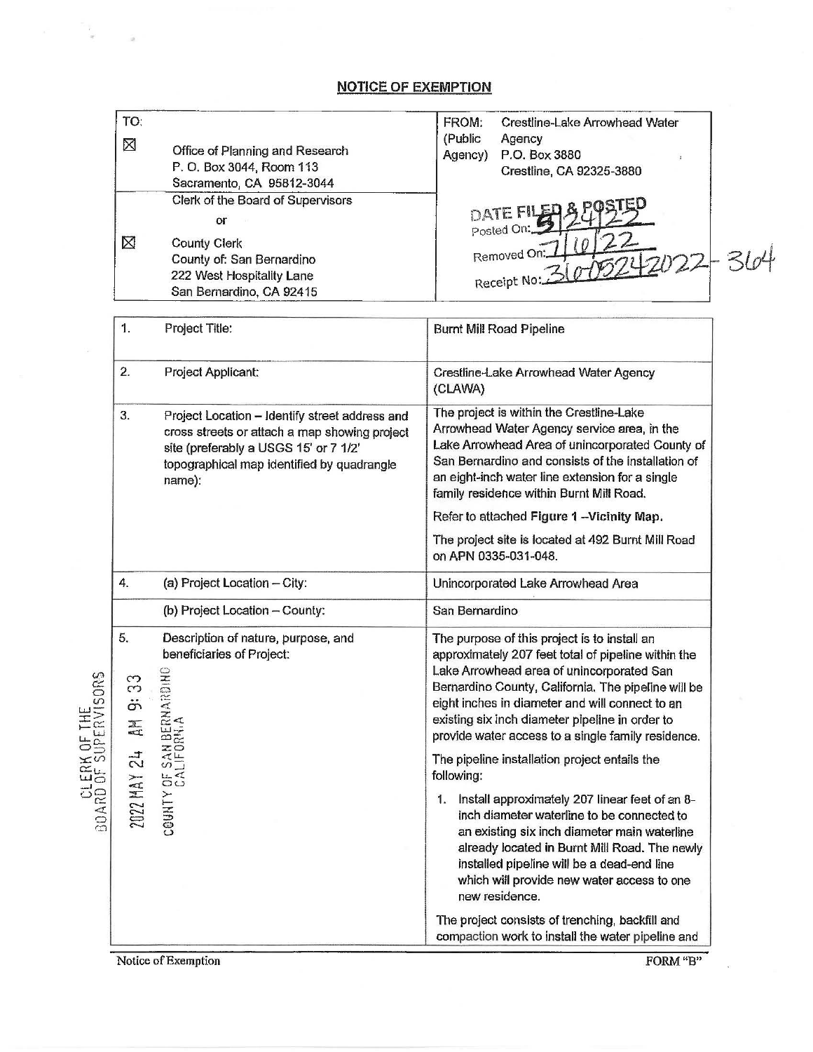# NOTICE OF EXEMPTION

| TO: | FROM: Crestline-Lake Arrowhead Water (Public Agency) Agency P.O. Box 3880 Crestline, CA 92325-3880 |
|---|---|
| ☒ Office of Planning and Research P. O. Box 3044, Room 113 Sacramento, CA 95812-3044 | |
| Clerk of the Board of Supervisors or | DATE FILED & POSTED Posted On: 5/24/22 Removed On: 7/10/22 Receipt No: 3605242022-364 |
| ☒ County Clerk County of: San Bernardino 222 West Hospitality Lane San Bernardino, CA 92415 | |

CLERK OF THE BOARD OF SUPERVISORS 2022 MAY 24 AM 9:33 COUNTY OF SAN BERNARDINO CALIFORNIA

| | | |
|---|---|---|
| 1. | Project Title: | Burnt Mill Road Pipeline |
| 2. | Project Applicant: | Crestline-Lake Arrowhead Water Agency (CLAWA) |
| 3. | Project Location – Identify street address and cross streets or attach a map showing project site (preferably a USGS 15' or 7 1/2' topographical map identified by quadrangle name): | The project is within the Crestline-Lake Arrowhead Water Agency service area, in the Lake Arrowhead Area of unincorporated County of San Bernardino and consists of the installation of an eight-inch water line extension for a single family residence within Burnt Mill Road.<br><br>Refer to attached **Figure 1 –Vicinity Map.**<br><br>The project site is located at 492 Burnt Mill Road on APN 0335-031-048. |
| 4. | (a) Project Location – City: | Unincorporated Lake Arrowhead Area |
| | (b) Project Location – County: | San Bernardino |
| 5. | Description of nature, purpose, and beneficiaries of Project: | The purpose of this project is to install an approximately 207 feet total of pipeline within the Lake Arrowhead area of unincorporated San Bernardino County, California. The pipeline will be eight inches in diameter and will connect to an existing six inch diameter pipeline in order to provide water access to a single family residence.<br><br>The pipeline installation project entails the following:<br><br>1. Install approximately 207 linear feet of an 8-inch diameter waterline to be connected to an existing six inch diameter main waterline already located in Burnt Mill Road. The newly installed pipeline will be a dead-end line which will provide new water access to one new residence.<br><br>The project consists of trenching, backfill and compaction work to install the water pipeline and |

Notice of Exemption FORM "B"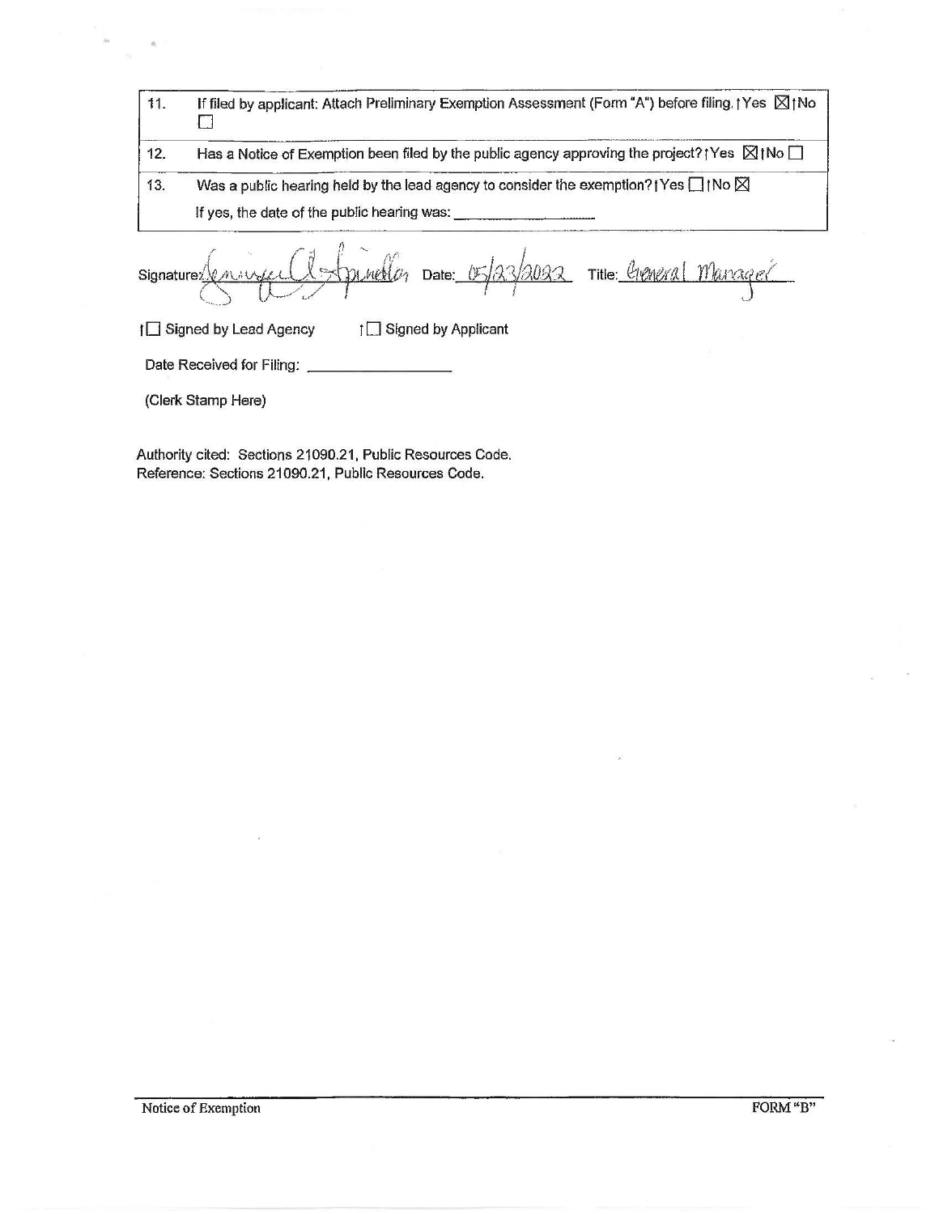| | |
|---|---|
| 11. | If filed by applicant: Attach Preliminary Exemption Assessment (Form "A") before filing. ↑Yes ☒↑No ☐ |
| 12. | Has a Notice of Exemption been filed by the public agency approving the project? ↑Yes ☒↑No ☐ |
| 13. | Was a public hearing held by the lead agency to consider the exemption? ↑Yes ☐↑No ☒<br>If yes, the date of the public hearing was: ______________ |

Signature: Jennifer Al-Aspinella Date: 05/23/2022 Title: General Manager

↑☐ Signed by Lead Agency ↑☐ Signed by Applicant

Date Received for Filing: ______________

(Clerk Stamp Here)

Authority cited: Sections 21090.21, Public Resources Code.
Reference: Sections 21090.21, Public Resources Code.

Notice of Exemption FORM "B"